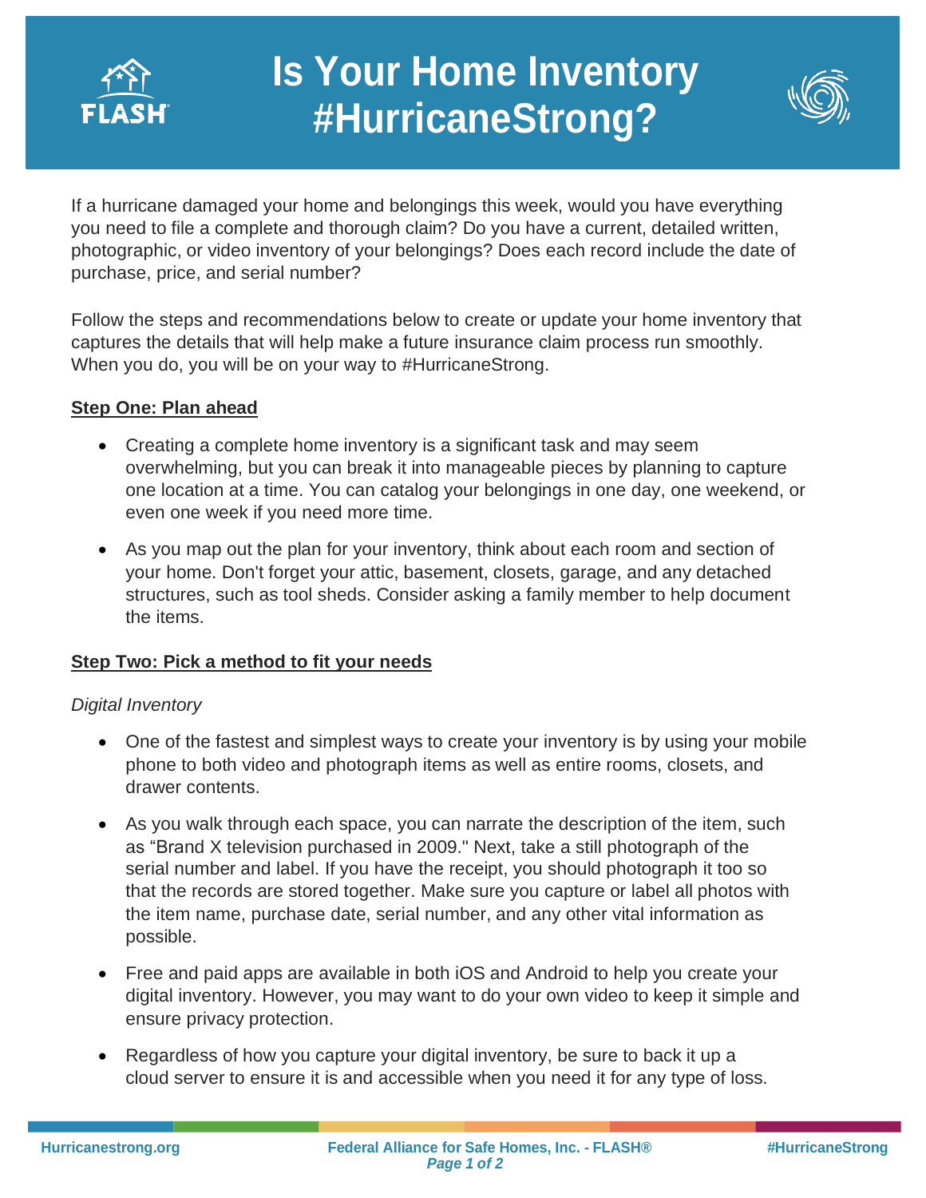# Is Your Home Inventory #HurricaneStrong?

If a hurricane damaged your home and belongings this week, would you have everything you need to file a complete and thorough claim? Do you have a current, detailed written, photographic, or video inventory of your belongings? Does each record include the date of purchase, price, and serial number?

Follow the steps and recommendations below to create or update your home inventory that captures the details that will help make a future insurance claim process run smoothly. When you do, you will be on your way to #HurricaneStrong.

## Step One: Plan ahead

- Creating a complete home inventory is a significant task and may seem overwhelming, but you can break it into manageable pieces by planning to capture one location at a time. You can catalog your belongings in one day, one weekend, or even one week if you need more time.
- As you map out the plan for your inventory, think about each room and section of your home. Don't forget your attic, basement, closets, garage, and any detached structures, such as tool sheds. Consider asking a family member to help document the items.

## Step Two: Pick a method to fit your needs

*Digital Inventory*

- One of the fastest and simplest ways to create your inventory is by using your mobile phone to both video and photograph items as well as entire rooms, closets, and drawer contents.
- As you walk through each space, you can narrate the description of the item, such as "Brand X television purchased in 2009." Next, take a still photograph of the serial number and label. If you have the receipt, you should photograph it too so that the records are stored together. Make sure you capture or label all photos with the item name, purchase date, serial number, and any other vital information as possible.
- Free and paid apps are available in both iOS and Android to help you create your digital inventory. However, you may want to do your own video to keep it simple and ensure privacy protection.
- Regardless of how you capture your digital inventory, be sure to back it up a cloud server to ensure it is and accessible when you need it for any type of loss.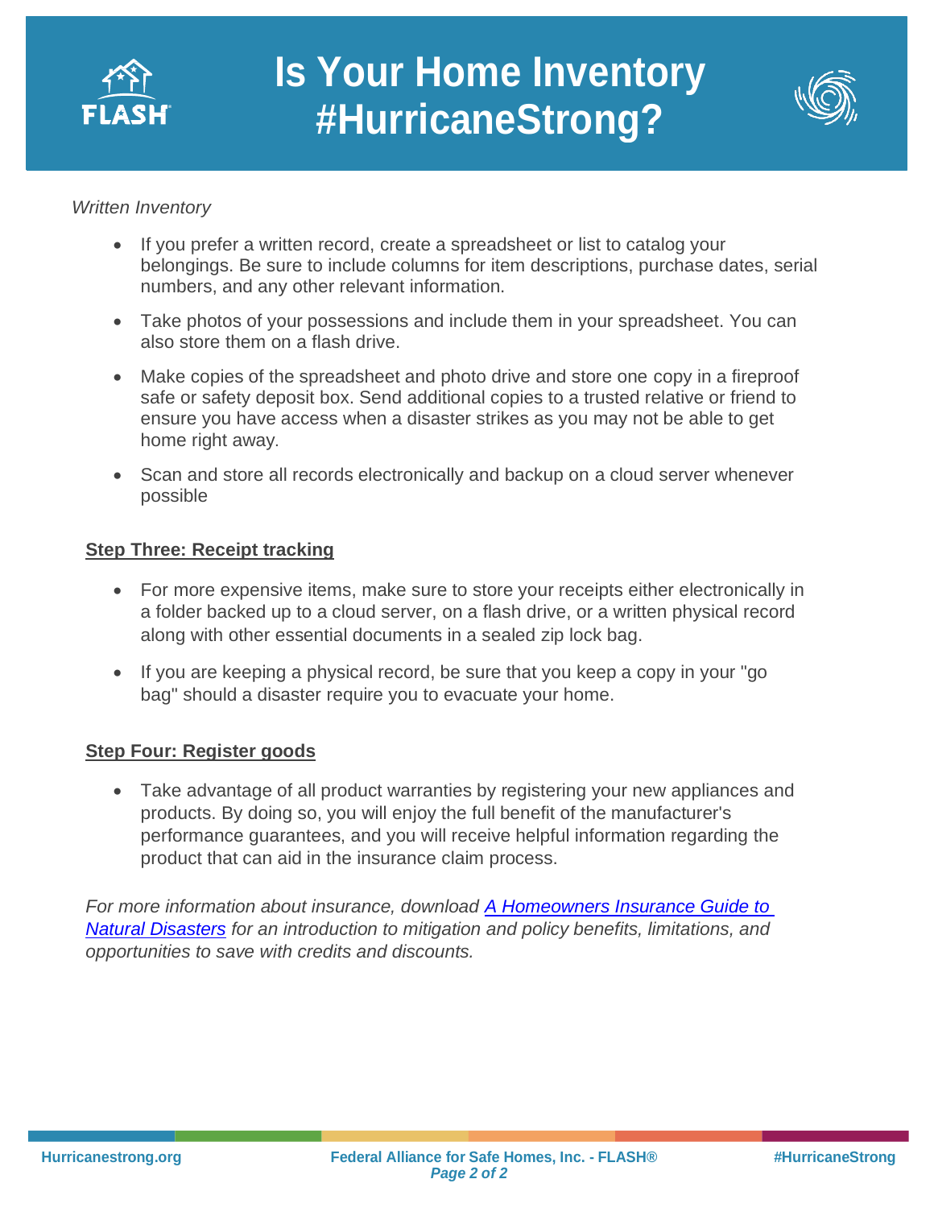*Written Inventory*

- If you prefer a written record, create a spreadsheet or list to catalog your belongings. Be sure to include columns for item descriptions, purchase dates, serial numbers, and any other relevant information.
- Take photos of your possessions and include them in your spreadsheet. You can also store them on a flash drive.
- Make copies of the spreadsheet and photo drive and store one copy in a fireproof safe or safety deposit box. Send additional copies to a trusted relative or friend to ensure you have access when a disaster strikes as you may not be able to get home right away.
- Scan and store all records electronically and backup on a cloud server whenever possible

**Step Three: Receipt tracking**

- For more expensive items, make sure to store your receipts either electronically in a folder backed up to a cloud server, on a flash drive, or a written physical record along with other essential documents in a sealed zip lock bag.
- If you are keeping a physical record, be sure that you keep a copy in your "go bag" should a disaster require you to evacuate your home.

**Step Four: Register goods**

- Take advantage of all product warranties by registering your new appliances and products. By doing so, you will enjoy the full benefit of the manufacturer's performance guarantees, and you will receive helpful information regarding the product that can aid in the insurance claim process.

*For more information about insurance, download A Homeowners Insurance Guide to Natural Disasters for an introduction to mitigation and policy benefits, limitations, and opportunities to save with credits and discounts.*